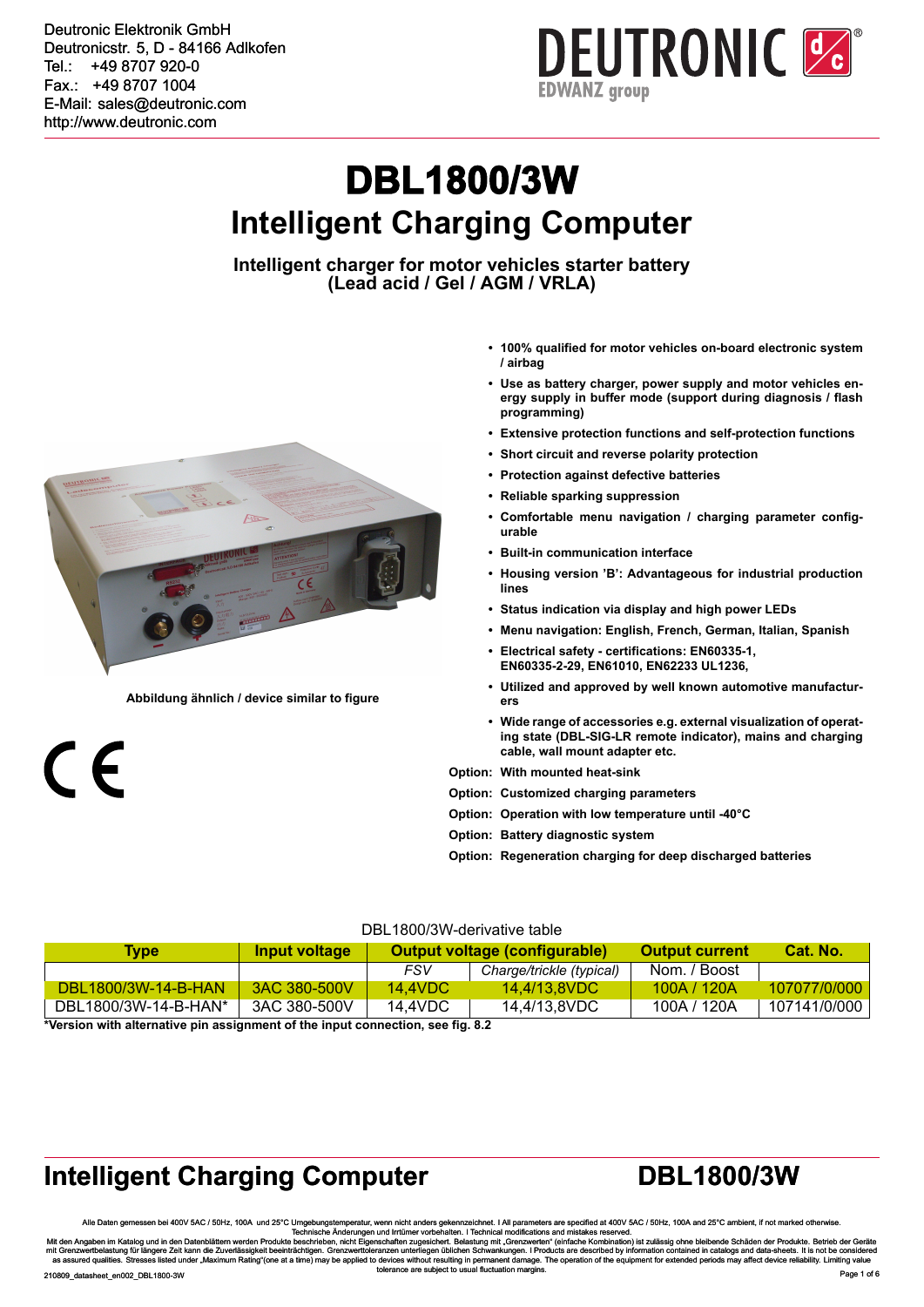Deutronic Elektronik GmbH
Deutronicstr. 5, D - 84166 Adlkofen
Tel.: +49 8707 920-0
Fax.: +49 8707 1004
E-Mail: sales@deutronic.com
http://www.deutronic.com

# DBL1800/3W

## Intelligent Charging Computer

**Intelligent charger for motor vehicles starter battery (Lead acid / Gel / AGM / VRLA)**

Abbildung ähnlich / device similar to figure

- **100% qualified for motor vehicles on-board electronic system / airbag**
- **Use as battery charger, power supply and motor vehicles energy supply in buffer mode (support during diagnosis / flash programming)**
- **Extensive protection functions and self-protection functions**
- **Short circuit and reverse polarity protection**
- **Protection against defective batteries**
- **Reliable sparking suppression**
- **Comfortable menu navigation / charging parameter configurable**
- **Built-in communication interface**
- **Housing version 'B': Advantageous for industrial production lines**
- **Status indication via display and high power LEDs**
- **Menu navigation: English, French, German, Italian, Spanish**
- **Electrical safety - certifications: EN60335-1, EN60335-2-29, EN61010, EN62233 UL1236,**
- **Utilized and approved by well known automotive manufacturers**
- **Wide range of accessories e.g. external visualization of operating state (DBL-SIG-LR remote indicator), mains and charging cable, wall mount adapter etc.**

**Option: With mounted heat-sink**

**Option: Customized charging parameters**

**Option: Operation with low temperature until -40°C**

**Option: Battery diagnostic system**

**Option: Regeneration charging for deep discharged batteries**

DBL1800/3W-derivative table

| Type | Input voltage | Output voltage (configurable) | | Output current | Cat. No. |
|---|---|---|---|---|---|
| | | *FSV* | *Charge/trickle (typical)* | Nom. / Boost | |
| DBL1800/3W-14-B-HAN | 3AC 380-500V | 14,4VDC | 14,4/13,8VDC | 100A / 120A | 107077/0/000 |
| DBL1800/3W-14-B-HAN* | 3AC 380-500V | 14,4VDC | 14,4/13,8VDC | 100A / 120A | 107141/0/000 |

**\*Version with alternative pin assignment of the input connection, see fig. 8.2**

Alle Daten gemessen bei 400V 5AC / 50Hz, 100A und 25°C Umgebungstemperatur, wenn nicht anders gekennzeichnet. I All parameters are specified at 400V 5AC / 50Hz, 100A and 25°C ambient, if not marked otherwise.
Technische Änderungen und Irrtümer vorbehalten. I Technical modifications and mistakes reserved.
Mit den Angaben im Katalog und in den Datenblättern werden Produkte beschrieben, nicht Eigenschaften zugesichert. Belastung mit „Grenzwerten" (einfache Kombination) ist zulässig ohne bleibende Schäden der Produkte. Betrieb der Geräte mit Grenzwertbelastung für längere Zeit kann die Zuverlässigkeit beeinträchtigen. Grenzwerttoleranzen unterliegen üblichen Schwankungen. I Products are described by information contained in catalogs and data-sheets. It is not be considered as assured qualities. Stresses listed under „Maximum Rating"(one at a time) may be applied to devices without resulting in permanent damage. The operation of the equipment for extended periods may affect device reliability. Limiting value tolerance are subject to usual fluctuation margins.

210809_datasheet_en002_DBL1800-3W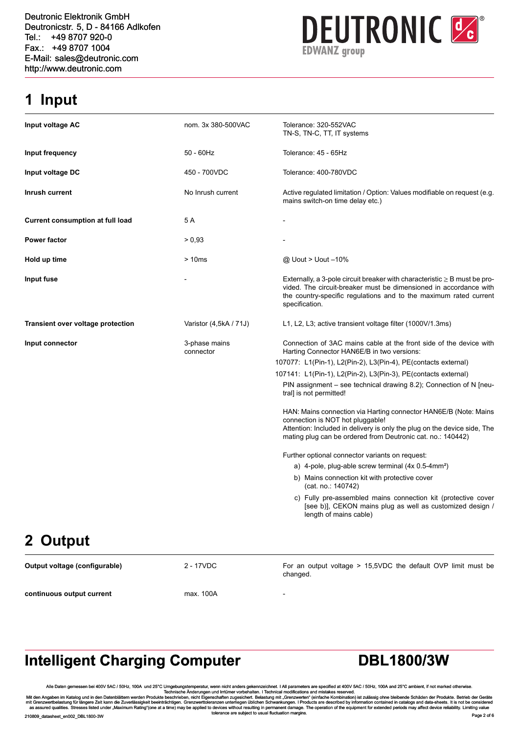# 1 Input

| | | |
|---|---|---|
| **Input voltage AC** | nom. 3x 380-500VAC | Tolerance: 320-552VAC<br>TN-S, TN-C, TT, IT systems |
| **Input frequency** | 50 - 60Hz | Tolerance: 45 - 65Hz |
| **Input voltage DC** | 450 - 700VDC | Tolerance: 400-780VDC |
| **Inrush current** | No Inrush current | Active regulated limitation / Option: Values modifiable on request (e.g. mains switch-on time delay etc.) |
| **Current consumption at full load** | 5 A | - |
| **Power factor** | > 0,93 | - |
| **Hold up time** | > 10ms | @ Uout > Uout –10% |
| **Input fuse** | - | Externally, a 3-pole circuit breaker with characteristic ≥ B must be provided. The circuit-breaker must be dimensioned in accordance with the country-specific regulations and to the maximum rated current specification. |
| **Transient over voltage protection** | Varistor (4,5kA / 71J) | L1, L2, L3; active transient voltage filter (1000V/1.3ms) |
| **Input connector** | 3-phase mains connector | Connection of 3AC mains cable at the front side of the device with Harting Connector HAN6E/B in two versions:<br>107077: L1(Pin-1), L2(Pin-2), L3(Pin-4), PE(contacts external)<br>107141: L1(Pin-1), L2(Pin-2), L3(Pin-3), PE(contacts external)<br>PIN assignment – see technical drawing 8.2); Connection of N [neutral] is not permitted!<br><br>HAN: Mains connection via Harting connector HAN6E/B (Note: Mains connection is NOT hot pluggable!<br>Attention: Included in delivery is only the plug on the device side, The mating plug can be ordered from Deutronic cat. no.: 140442)<br><br>Further optional connector variants on request:<br>a) 4-pole, plug-able screw terminal (4x 0.5-4mm²)<br>b) Mains connection kit with protective cover (cat. no.: 140742)<br>c) Fully pre-assembled mains connection kit (protective cover [see b)], CEKON mains plug as well as customized design / length of mains cable) |

# 2 Output

| | | |
|---|---|---|
| **Output voltage (configurable)** | 2 - 17VDC | For an output voltage > 15,5VDC the default OVP limit must be changed. |
| **continuous output current** | max. 100A | - |

**Intelligent Charging Computer** **DBL1800/3W**

Alle Daten gemessen bei 400V 5AC / 50Hz, 100A und 25°C Umgebungstemperatur, wenn nicht anders gekennzeichnet. I All parameters are specified at 400V 5AC / 50Hz, 100A and 25°C ambient, if not marked otherwise.
Technische Änderungen und Irrtümer vorbehalten. I Technical modifications and mistakes reserved.
Mit den Angaben im Katalog und in den Datenblättern werden Produkte beschrieben, nicht Eigenschaften zugesichert. Belastung mit „Grenzwerten" (einfache Kombination) ist zulässig ohne bleibende Schäden der Produkte. Betrieb der Geräte mit Grenzwertbelastung für längere Zeit kann die Zuverlässigkeit beeinträchtigen. Grenzwerttoleranzen unterliegen üblichen Schwankungen. I Products are described by information contained in catalogs and data-sheets. It is not be considered as assured qualities. Stresses listed under „Maximum Rating"(one at a time) may be applied to devices without resulting in permanent damage. The operation of the equipment for extended periods may affect device reliability. Limiting value tolerance are subject to usual fluctuation margins.

210809_datasheet_en002_DBL1800-3W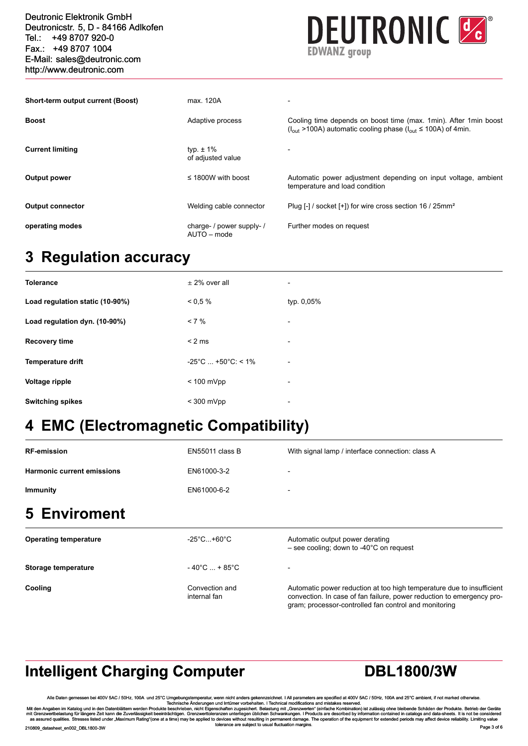| | | |
|---|---|---|
| **Short-term output current (Boost)** | max. 120A | - |
| **Boost** | Adaptive process | Cooling time depends on boost time (max. 1min). After 1min boost ($I_{out}$ >100A) automatic cooling phase ($I_{out}$ ≤ 100A) of 4min. |
| **Current limiting** | typ. ± 1% of adjusted value | - |
| **Output power** | ≤ 1800W with boost | Automatic power adjustment depending on input voltage, ambient temperature and load condition |
| **Output connector** | Welding cable connector | Plug [-] / socket [+]) for wire cross section 16 / 25mm² |
| **operating modes** | charge- / power supply- / AUTO – mode | Further modes on request |

# 3 Regulation accuracy

| | | |
|---|---|---|
| **Tolerance** | ± 2% over all | - |
| **Load regulation static (10-90%)** | < 0,5 % | typ. 0,05% |
| **Load regulation dyn. (10-90%)** | < 7 % | - |
| **Recovery time** | < 2 ms | - |
| **Temperature drift** | -25°C ... +50°C: < 1% | - |
| **Voltage ripple** | < 100 mVpp | - |
| **Switching spikes** | < 300 mVpp | - |

# 4 EMC (Electromagnetic Compatibility)

| | | |
|---|---|---|
| **RF-emission** | EN55011 class B | With signal lamp / interface connection: class A |
| **Harmonic current emissions** | EN61000-3-2 | - |
| **Immunity** | EN61000-6-2 | - |

# 5 Enviroment

| | | |
|---|---|---|
| **Operating temperature** | -25°C...+60°C | Automatic output power derating – see cooling; down to -40°C on request |
| **Storage temperature** | - 40°C ... + 85°C | - |
| **Cooling** | Convection and internal fan | Automatic power reduction at too high temperature due to insufficient convection. In case of fan failure, power reduction to emergency program; processor-controlled fan control and monitoring |

Alle Daten gemessen bei 400V 5AC / 50Hz, 100A und 25°C Umgebungstemperatur, wenn nicht anders gekennzeichnet. I All parameters are specified at 400V 5AC / 50Hz, 100A and 25°C ambient, if not marked otherwise.
Technische Änderungen und Irrtümer vorbehalten. I Technical modifications and mistakes reserved.
Mit den Angaben im Katalog und in den Datenblättern werden Produkte beschrieben, nicht Eigenschaften zugesichert. Belastung mit „Grenzwerten" (einfache Kombination) ist zulässig ohne bleibende Schäden der Produkte. Betrieb der Geräte mit Grenzwertbelastung für längere Zeit kann die Zuverlässigkeit beeinträchtigen. Grenzwerttoleranzen unterliegen üblichen Schwankungen. I Products are described by information contained in catalogs and data-sheets. It is not be considered as assured qualities. Stresses listed under „Maximum Rating"(one at a time) may be applied to devices without resulting in permanent damage. The operation of the equipment for extended periods may affect device reliability. Limiting value tolerance are subject to usual fluctuation margins.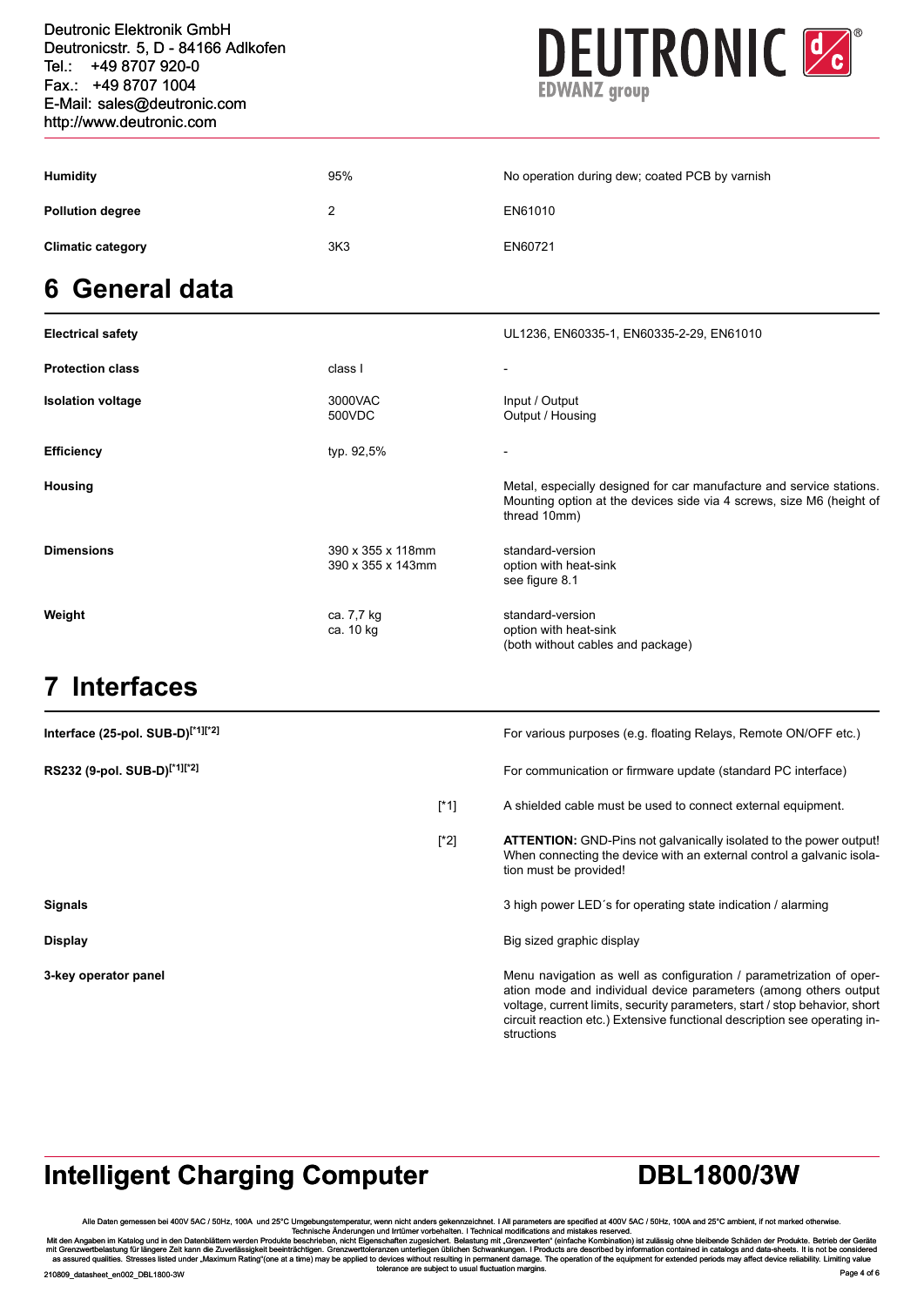| | | |
|---|---|---|
| **Humidity** | 95% | No operation during dew; coated PCB by varnish |
| **Pollution degree** | 2 | EN61010 |
| **Climatic category** | 3K3 | EN60721 |

# 6 General data

| | | |
|---|---|---|
| **Electrical safety** | | UL1236, EN60335-1, EN60335-2-29, EN61010 |
| **Protection class** | class I | - |
| **Isolation voltage** | 3000VAC<br>500VDC | Input / Output<br>Output / Housing |
| **Efficiency** | typ. 92,5% | - |
| **Housing** | | Metal, especially designed for car manufacture and service stations. Mounting option at the devices side via 4 screws, size M6 (height of thread 10mm) |
| **Dimensions** | 390 x 355 x 118mm<br>390 x 355 x 143mm | standard-version<br>option with heat-sink<br>see figure 8.1 |
| **Weight** | ca. 7,7 kg<br>ca. 10 kg | standard-version<br>option with heat-sink<br>(both without cables and package) |

# 7 Interfaces

| | | |
|---|---|---|
| **Interface (25-pol. SUB-D)**[*1][*2] | | For various purposes (e.g. floating Relays, Remote ON/OFF etc.) |
| **RS232 (9-pol. SUB-D)**[*1][*2] | | For communication or firmware update (standard PC interface) |
| | [*1] | A shielded cable must be used to connect external equipment. |
| | [*2] | **ATTENTION:** GND-Pins not galvanically isolated to the power output! When connecting the device with an external control a galvanic isolation must be provided! |
| **Signals** | | 3 high power LED´s for operating state indication / alarming |
| **Display** | | Big sized graphic display |
| **3-key operator panel** | | Menu navigation as well as configuration / parametrization of operation mode and individual device parameters (among others output voltage, current limits, security parameters, start / stop behavior, short circuit reaction etc.) Extensive functional description see operating instructions |

**Intelligent Charging Computer** **DBL1800/3W**

Alle Daten gemessen bei 400V 5AC / 50Hz, 100A und 25°C Umgebungstemperatur, wenn nicht anders gekennzeichnet. I All parameters are specified at 400V 5AC / 50Hz, 100A and 25°C ambient, if not marked otherwise.
Technische Änderungen und Irrtümer vorbehalten. I Technical modifications and mistakes reserved.
Mit den Angaben im Katalog und in den Datenblättern werden Produkte beschrieben, nicht Eigenschaften zugesichert. Belastung mit „Grenzwerten" (einfache Kombination) ist zulässig ohne bleibende Schäden der Produkte. Betrieb der Geräte mit Grenzwertbelastung für längere Zeit kann die Zuverlässigkeit beeinträchtigen. Grenzwerttoleranzen unterliegen üblichen Schwankungen. I Products are described by information contained in catalogs and data-sheets. It is not be considered as assured qualities. Stresses listed under „Maximum Rating"(one at a time) may be applied to devices without resulting in permanent damage. The operation of the equipment for extended periods may affect device reliability. Limiting value tolerance are subject to usual fluctuation margins.

210809_datasheet_en002_DBL1800-3W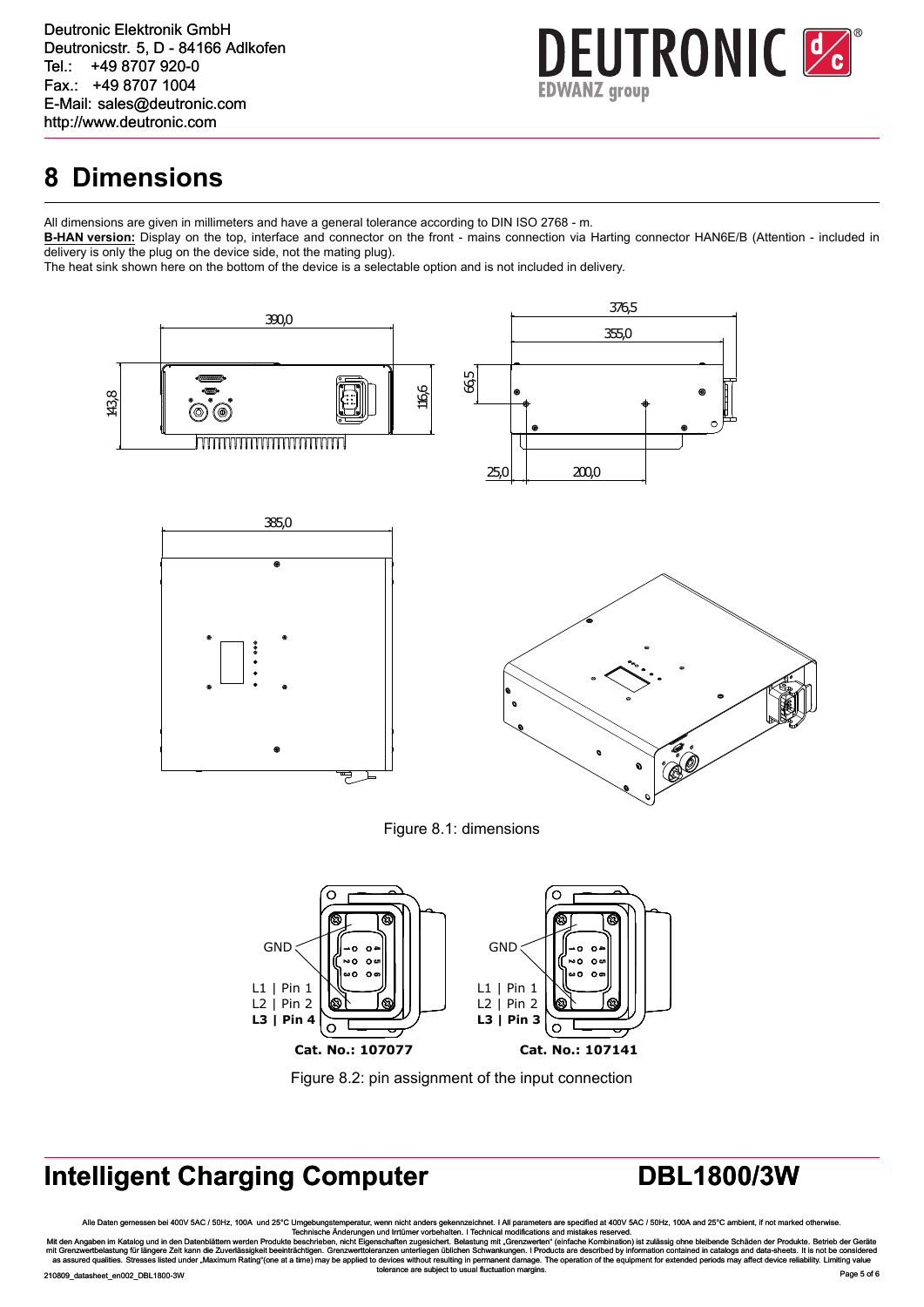# 8 Dimensions

All dimensions are given in millimeters and have a general tolerance according to DIN ISO 2768 - m.

**B-HAN version:** Display on the top, interface and connector on the front - mains connection via Harting connector HAN6E/B (Attention - included in delivery is only the plug on the device side, not the mating plug).

The heat sink shown here on the bottom of the device is a selectable option and is not included in delivery.

Figure 8.1: dimensions

Figure 8.2: pin assignment of the input connection

Alle Daten gemessen bei 400V 5AC / 50Hz, 100A und 25°C Umgebungstemperatur, wenn nicht anders gekennzeichnet. I All parameters are specified at 400V 5AC / 50Hz, 100A and 25°C ambient, if not marked otherwise.
Technische Änderungen und Irrtümer vorbehalten. I Technical modifications and mistakes reserved.
Mit den Angaben im Katalog und in den Datenblättern werden Produkte beschrieben, nicht Eigenschaften zugesichert. Belastung mit „Grenzwerten" (einfache Kombination) ist zulässig ohne bleibende Schäden der Produkte. Betrieb der Geräte mit Grenzwertbelastung für längere Zeit kann die Zuverlässigkeit beeinträchtigen. Grenzwerttoleranzen unterliegen üblichen Schwankungen. I Products are described by information contained in catalogs and data-sheets. It is not be considered as assured qualities. Stresses listed under „Maximum Rating"(one at a time) may be applied to devices without resulting in permanent damage. The operation of the equipment for extended periods may affect device reliability. Limiting value tolerance are subject to usual fluctuation margins.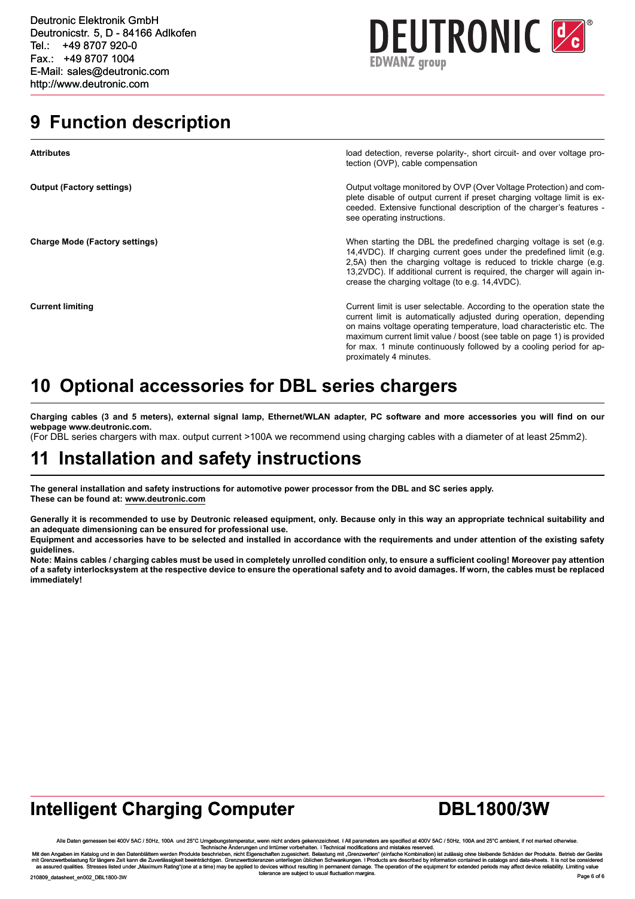# 9 Function description

| | |
|---|---|
| **Attributes** | load detection, reverse polarity-, short circuit- and over voltage protection (OVP), cable compensation |
| **Output (Factory settings)** | Output voltage monitored by OVP (Over Voltage Protection) and complete disable of output current if preset charging voltage limit is exceeded. Extensive functional description of the charger's features - see operating instructions. |
| **Charge Mode (Factory settings)** | When starting the DBL the predefined charging voltage is set (e.g. 14,4VDC). If charging current goes under the predefined limit (e.g. 2,5A) then the charging voltage is reduced to trickle charge (e.g. 13,2VDC). If additional current is required, the charger will again increase the charging voltage (to e.g. 14,4VDC). |
| **Current limiting** | Current limit is user selectable. According to the operation state the current limit is automatically adjusted during operation, depending on mains voltage operating temperature, load characteristic etc. The maximum current limit value / boost (see table on page 1) is provided for max. 1 minute continuously followed by a cooling period for approximately 4 minutes. |

# 10 Optional accessories for DBL series chargers

**Charging cables (3 and 5 meters), external signal lamp, Ethernet/WLAN adapter, PC software and more accessories you will find on our webpage www.deutronic.com.**

(For DBL series chargers with max. output current >100A we recommend using charging cables with a diameter of at least 25mm2).

# 11 Installation and safety instructions

**The general installation and safety instructions for automotive power processor from the DBL and SC series apply.**
**These can be found at: www.deutronic.com**

**Generally it is recommended to use by Deutronic released equipment, only. Because only in this way an appropriate technical suitability and an adequate dimensioning can be ensured for professional use.**

**Equipment and accessories have to be selected and installed in accordance with the requirements and under attention of the existing safety guidelines.**

**Note: Mains cables / charging cables must be used in completely unrolled condition only, to ensure a sufficient cooling! Moreover pay attention of a safety interlocksystem at the respective device to ensure the operational safety and to avoid damages. If worn, the cables must be replaced immediately!**